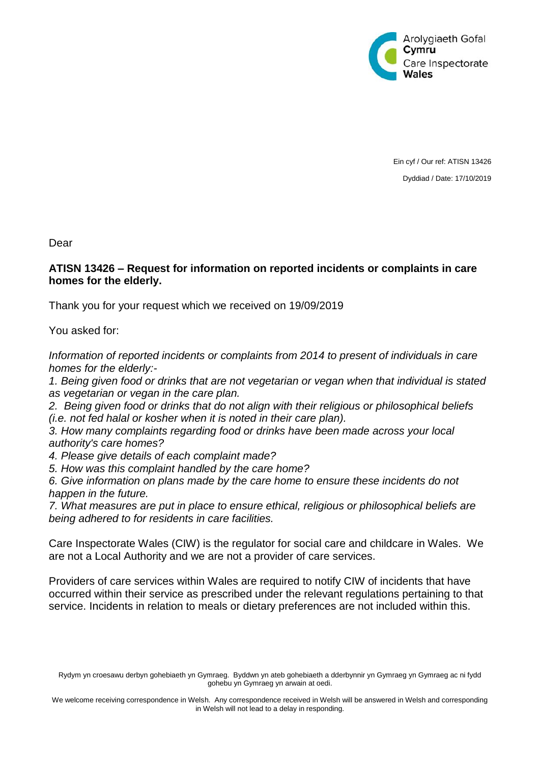Arolygiaeth Gofal **Cymru**
Care Inspectorate **Wales**

Ein cyf / Our ref: ATISN 13426

Dyddiad / Date: 17/10/2019

Dear

**ATISN 13426 – Request for information on reported incidents or complaints in care homes for the elderly.**

Thank you for your request which we received on 19/09/2019

You asked for:

*Information of reported incidents or complaints from 2014 to present of individuals in care homes for the elderly:-*

*1. Being given food or drinks that are not vegetarian or vegan when that individual is stated as vegetarian or vegan in the care plan.*

*2. Being given food or drinks that do not align with their religious or philosophical beliefs (i.e. not fed halal or kosher when it is noted in their care plan).*

*3. How many complaints regarding food or drinks have been made across your local authority's care homes?*

*4. Please give details of each complaint made?*

*5. How was this complaint handled by the care home?*

*6. Give information on plans made by the care home to ensure these incidents do not happen in the future.*

*7. What measures are put in place to ensure ethical, religious or philosophical beliefs are being adhered to for residents in care facilities.*

Care Inspectorate Wales (CIW) is the regulator for social care and childcare in Wales. We are not a Local Authority and we are not a provider of care services.

Providers of care services within Wales are required to notify CIW of incidents that have occurred within their service as prescribed under the relevant regulations pertaining to that service. Incidents in relation to meals or dietary preferences are not included within this.

Rydym yn croesawu derbyn gohebiaeth yn Gymraeg. Byddwn yn ateb gohebiaeth a dderbynnir yn Gymraeg yn Gymraeg ac ni fydd gohebu yn Gymraeg yn arwain at oedi.

We welcome receiving correspondence in Welsh. Any correspondence received in Welsh will be answered in Welsh and corresponding in Welsh will not lead to a delay in responding.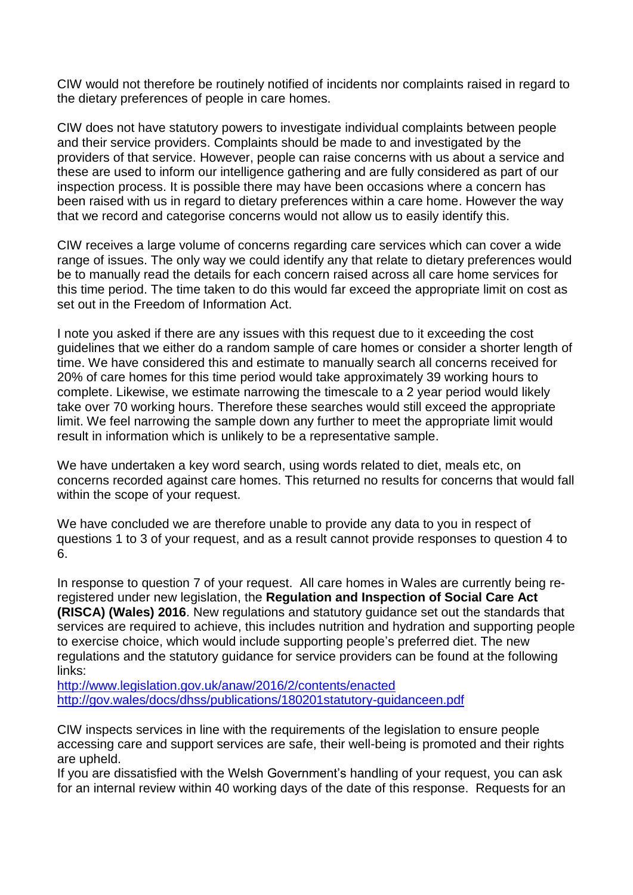CIW would not therefore be routinely notified of incidents nor complaints raised in regard to the dietary preferences of people in care homes.

CIW does not have statutory powers to investigate individual complaints between people and their service providers. Complaints should be made to and investigated by the providers of that service. However, people can raise concerns with us about a service and these are used to inform our intelligence gathering and are fully considered as part of our inspection process. It is possible there may have been occasions where a concern has been raised with us in regard to dietary preferences within a care home. However the way that we record and categorise concerns would not allow us to easily identify this.

CIW receives a large volume of concerns regarding care services which can cover a wide range of issues. The only way we could identify any that relate to dietary preferences would be to manually read the details for each concern raised across all care home services for this time period. The time taken to do this would far exceed the appropriate limit on cost as set out in the Freedom of Information Act.

I note you asked if there are any issues with this request due to it exceeding the cost guidelines that we either do a random sample of care homes or consider a shorter length of time. We have considered this and estimate to manually search all concerns received for 20% of care homes for this time period would take approximately 39 working hours to complete. Likewise, we estimate narrowing the timescale to a 2 year period would likely take over 70 working hours. Therefore these searches would still exceed the appropriate limit. We feel narrowing the sample down any further to meet the appropriate limit would result in information which is unlikely to be a representative sample.

We have undertaken a key word search, using words related to diet, meals etc, on concerns recorded against care homes. This returned no results for concerns that would fall within the scope of your request.

We have concluded we are therefore unable to provide any data to you in respect of questions 1 to 3 of your request, and as a result cannot provide responses to question 4 to 6.

In response to question 7 of your request. All care homes in Wales are currently being re-registered under new legislation, the **Regulation and Inspection of Social Care Act (RISCA) (Wales) 2016**. New regulations and statutory guidance set out the standards that services are required to achieve, this includes nutrition and hydration and supporting people to exercise choice, which would include supporting people's preferred diet. The new regulations and the statutory guidance for service providers can be found at the following links:
[http://www.legislation.gov.uk/anaw/2016/2/contents/enacted](http://www.legislation.gov.uk/anaw/2016/2/contents/enacted)
[http://gov.wales/docs/dhss/publications/180201statutory-guidanceen.pdf](http://gov.wales/docs/dhss/publications/180201statutory-guidanceen.pdf)

CIW inspects services in line with the requirements of the legislation to ensure people accessing care and support services are safe, their well-being is promoted and their rights are upheld.
If you are dissatisfied with the Welsh Government's handling of your request, you can ask for an internal review within 40 working days of the date of this response. Requests for an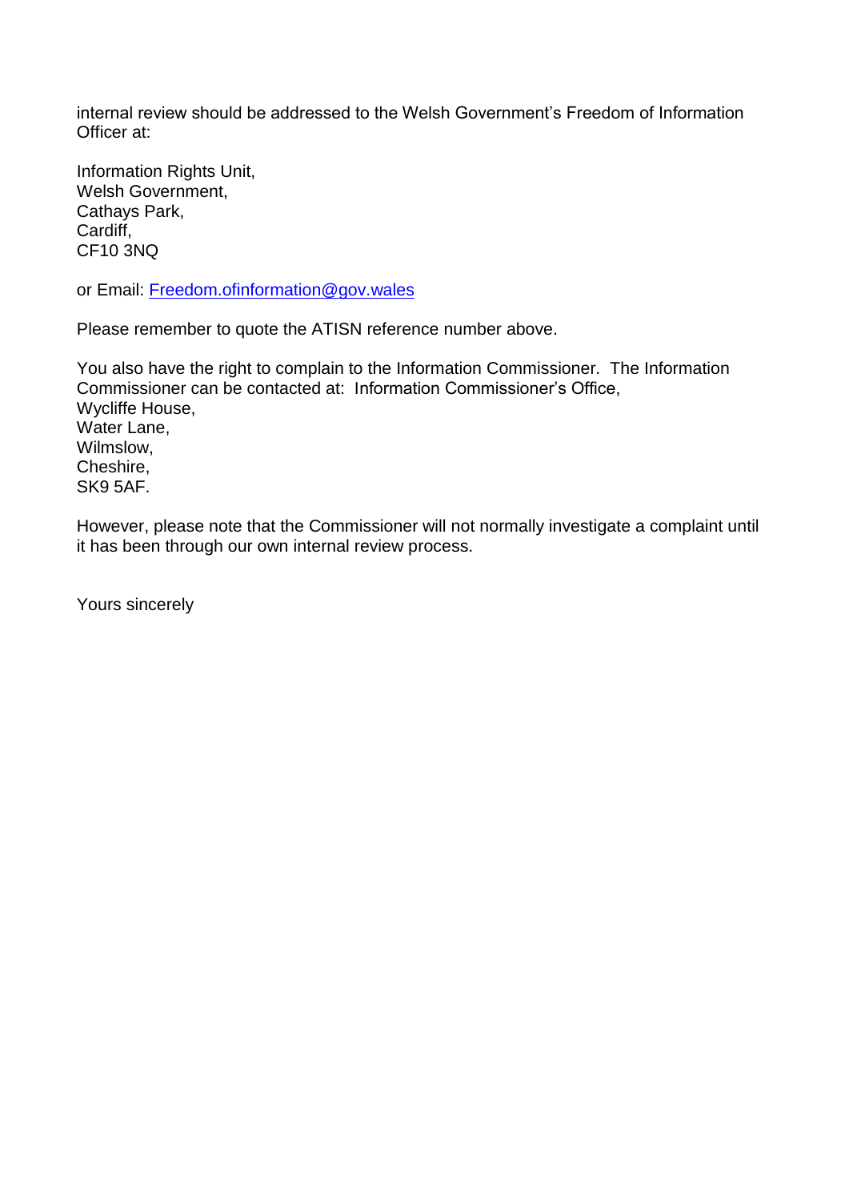internal review should be addressed to the Welsh Government's Freedom of Information Officer at:

Information Rights Unit,
Welsh Government,
Cathays Park,
Cardiff,
CF10 3NQ

or Email: Freedom.ofinformation@gov.wales

Please remember to quote the ATISN reference number above.

You also have the right to complain to the Information Commissioner. The Information Commissioner can be contacted at: Information Commissioner's Office,
Wycliffe House,
Water Lane,
Wilmslow,
Cheshire,
SK9 5AF.

However, please note that the Commissioner will not normally investigate a complaint until it has been through our own internal review process.

Yours sincerely